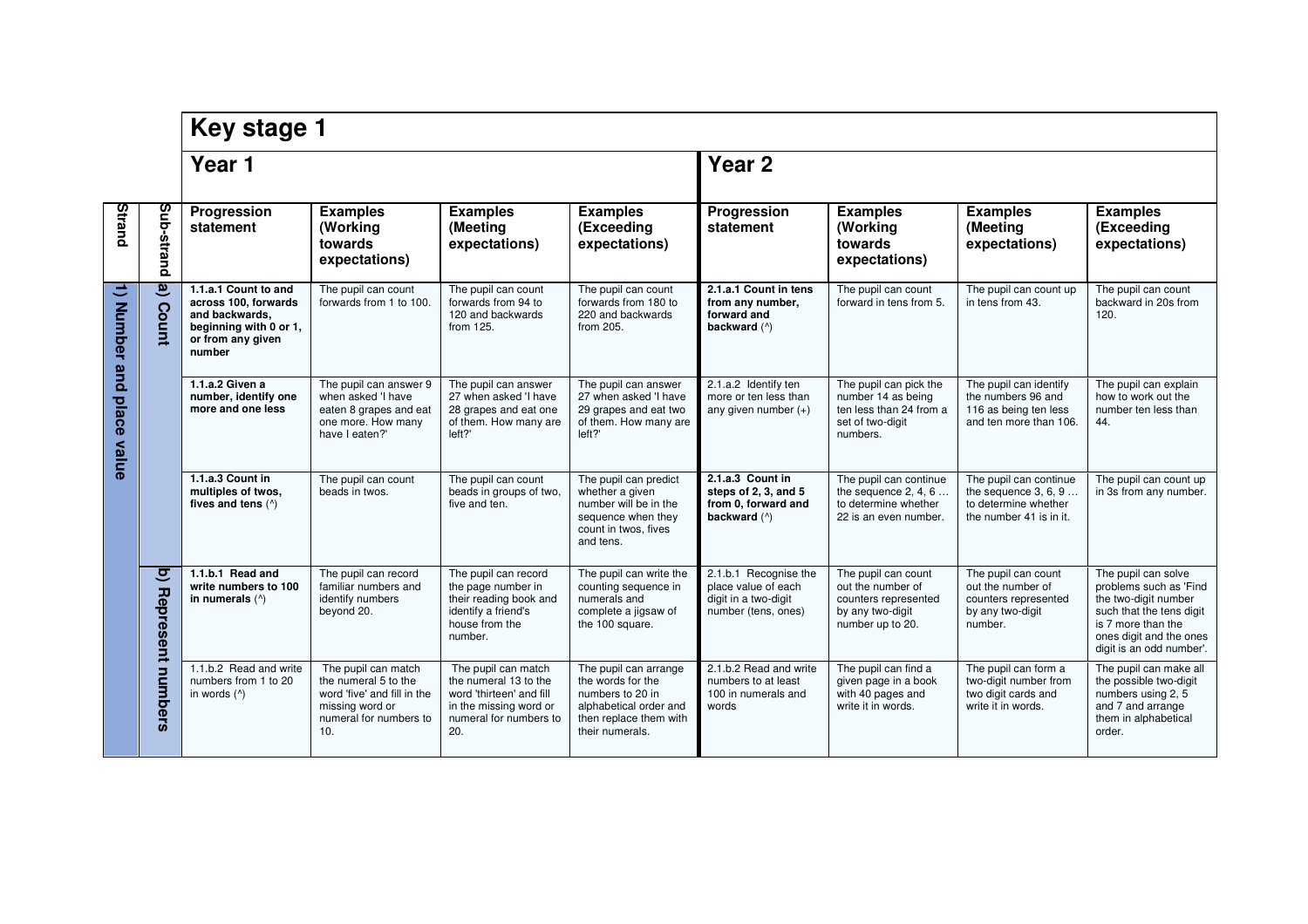| Strand | Sub-strand | Key stage 1 | | | | | | | |
|---|---|---|---|---|---|---|---|---|---|
| | | **Year 1** | | | | **Year 2** | | | |
| **Strand** | **Sub-strand** | **Progression statement** | **Examples (Working towards expectations)** | **Examples (Meeting expectations)** | **Examples (Exceeding expectations)** | **Progression statement** | **Examples (Working towards expectations)** | **Examples (Meeting expectations)** | **Examples (Exceeding expectations)** |
| **1) Number and place value** | **a) Count** | **1.1.a.1 Count to and across 100, forwards and backwards, beginning with 0 or 1, or from any given number** | The pupil can count forwards from 1 to 100. | The pupil can count forwards from 94 to 120 and backwards from 125. | The pupil can count forwards from 180 to 220 and backwards from 205. | **2.1.a.1 Count in tens from any number, forward and backward** (^) | The pupil can count forward in tens from 5. | The pupil can count up in tens from 43. | The pupil can count backward in 20s from 120. |
| | | **1.1.a.2 Given a number, identify one more and one less** | The pupil can answer 9 when asked 'I have eaten 8 grapes and eat one more. How many have I eaten?' | The pupil can answer 27 when asked 'I have 28 grapes and eat one of them. How many are left?' | The pupil can answer 27 when asked 'I have 29 grapes and eat two of them. How many are left?' | 2.1.a.2 Identify ten more or ten less than any given number (+) | The pupil can pick the number 14 as being ten less than 24 from a set of two-digit numbers. | The pupil can identify the numbers 96 and 116 as being ten less and ten more than 106. | The pupil can explain how to work out the number ten less than 44. |
| | | **1.1.a.3 Count in multiples of twos, fives and tens** (^) | The pupil can count beads in twos. | The pupil can count beads in groups of two, five and ten. | The pupil can predict whether a given number will be in the sequence when they count in twos, fives and tens. | **2.1.a.3 Count in steps of 2, 3, and 5 from 0, forward and backward** (^) | The pupil can continue the sequence 2, 4, 6 … to determine whether 22 is an even number. | The pupil can continue the sequence 3, 6, 9 … to determine whether the number 41 is in it. | The pupil can count up in 3s from any number. |
| | **b) Represent numbers** | **1.1.b.1 Read and write numbers to 100 in numerals** (^) | The pupil can record familiar numbers and identify numbers beyond 20. | The pupil can record the page number in their reading book and identify a friend's house from the number. | The pupil can write the counting sequence in numerals and complete a jigsaw of the 100 square. | 2.1.b.1 Recognise the place value of each digit in a two-digit number (tens, ones) | The pupil can count out the number of counters represented by any two-digit number up to 20. | The pupil can count out the number of counters represented by any two-digit number. | The pupil can solve problems such as 'Find the two-digit number such that the tens digit is 7 more than the ones digit and the ones digit is an odd number'. |
| | | 1.1.b.2 Read and write numbers from 1 to 20 in words (^) | The pupil can match the numeral 5 to the word 'five' and fill in the missing word or numeral for numbers to 10. | The pupil can match the numeral 13 to the word 'thirteen' and fill in the missing word or numeral for numbers to 20. | The pupil can arrange the words for the numbers to 20 in alphabetical order and then replace them with their numerals. | 2.1.b.2 Read and write numbers to at least 100 in numerals and words | The pupil can find a given page in a book with 40 pages and write it in words. | The pupil can form a two-digit number from two digit cards and write it in words. | The pupil can make all the possible two-digit numbers using 2, 5 and 7 and arrange them in alphabetical order. |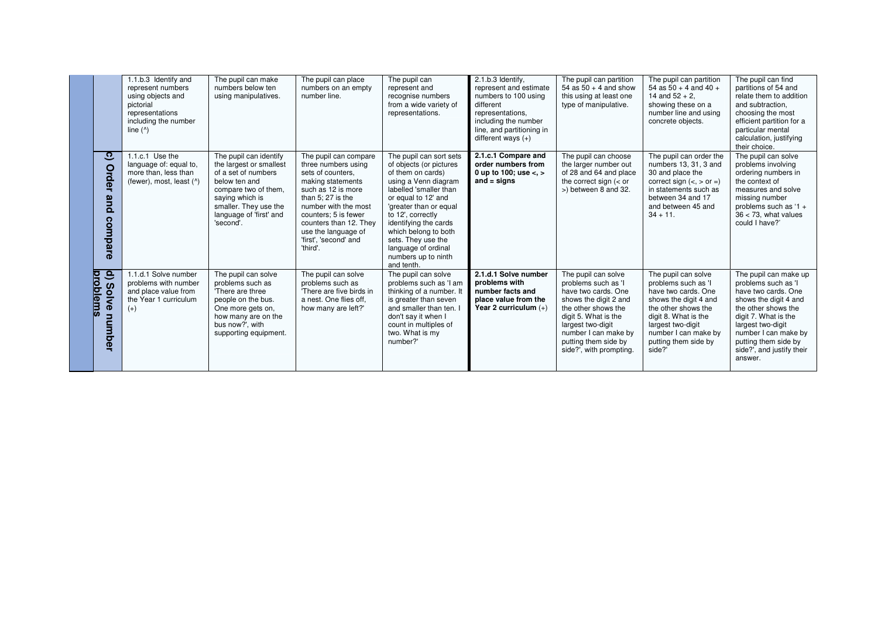| | | | | | | | | | |
|---|---|---|---|---|---|---|---|---|---|
| | | 1.1.b.3 Identify and represent numbers using objects and pictorial representations including the number line (^) | The pupil can make numbers below ten using manipulatives. | The pupil can place numbers on an empty number line. | The pupil can represent and recognise numbers from a wide variety of representations. | 2.1.b.3 Identify, represent and estimate numbers to 100 using different representations, including the number line, and partitioning in different ways (+) | The pupil can partition 54 as 50 + 4 and show this using at least one type of manipulative. | The pupil can partition 54 as 50 + 4 and 40 + 14 and 52 + 2, showing these on a number line and using concrete objects. | The pupil can find partitions of 54 and relate them to addition and subtraction, choosing the most efficient partition for a particular mental calculation, justifying their choice. |
| | c) Order and compare | 1.1.c.1 Use the language of: equal to, more than, less than (fewer), most, least (^) | The pupil can identify the largest or smallest of a set of numbers below ten and compare two of them, saying which is smaller. They use the language of 'first' and 'second'. | The pupil can compare three numbers using sets of counters, making statements such as 12 is more than 5; 27 is the number with the most counters; 5 is fewer counters than 12. They use the language of 'first', 'second' and 'third'. | The pupil can sort sets of objects (or pictures of them on cards) using a Venn diagram labelled 'smaller than or equal to 12' and 'greater than or equal to 12', correctly identifying the cards which belong to both sets. They use the language of ordinal numbers up to ninth and tenth. | **2.1.c.1 Compare and order numbers from 0 up to 100; use <, > and = signs** | The pupil can choose the larger number out of 28 and 64 and place the correct sign (< or >) between 8 and 32. | The pupil can order the numbers 13, 31, 3 and 30 and place the correct sign (<, > or =) in statements such as between 34 and 17 and between 45 and 34 + 11. | The pupil can solve problems involving ordering numbers in the context of measures and solve missing number problems such as '1 + 36 < 73, what values could I have?' |
| | d) Solve number problems | 1.1.d.1 Solve number problems with number and place value from the Year 1 curriculum (+) | The pupil can solve problems such as 'There are three people on the bus. One more gets on, how many are on the bus now?', with supporting equipment. | The pupil can solve problems such as 'There are five birds in a nest. One flies off, how many are left?' | The pupil can solve problems such as 'I am thinking of a number. It is greater than seven and smaller than ten. I don't say it when I count in multiples of two. What is my number?' | **2.1.d.1 Solve number problems with number facts and place value from the Year 2 curriculum** (+) | The pupil can solve problems such as 'I have two cards. One shows the digit 2 and the other shows the digit 5. What is the largest two-digit number I can make by putting them side by side?', with prompting. | The pupil can solve problems such as 'I have two cards. One shows the digit 4 and the other shows the digit 8. What is the largest two-digit number I can make by putting them side by side?' | The pupil can make up problems such as 'I have two cards. One shows the digit 4 and the other shows the digit 7. What is the largest two-digit number I can make by putting them side by side?', and justify their answer. |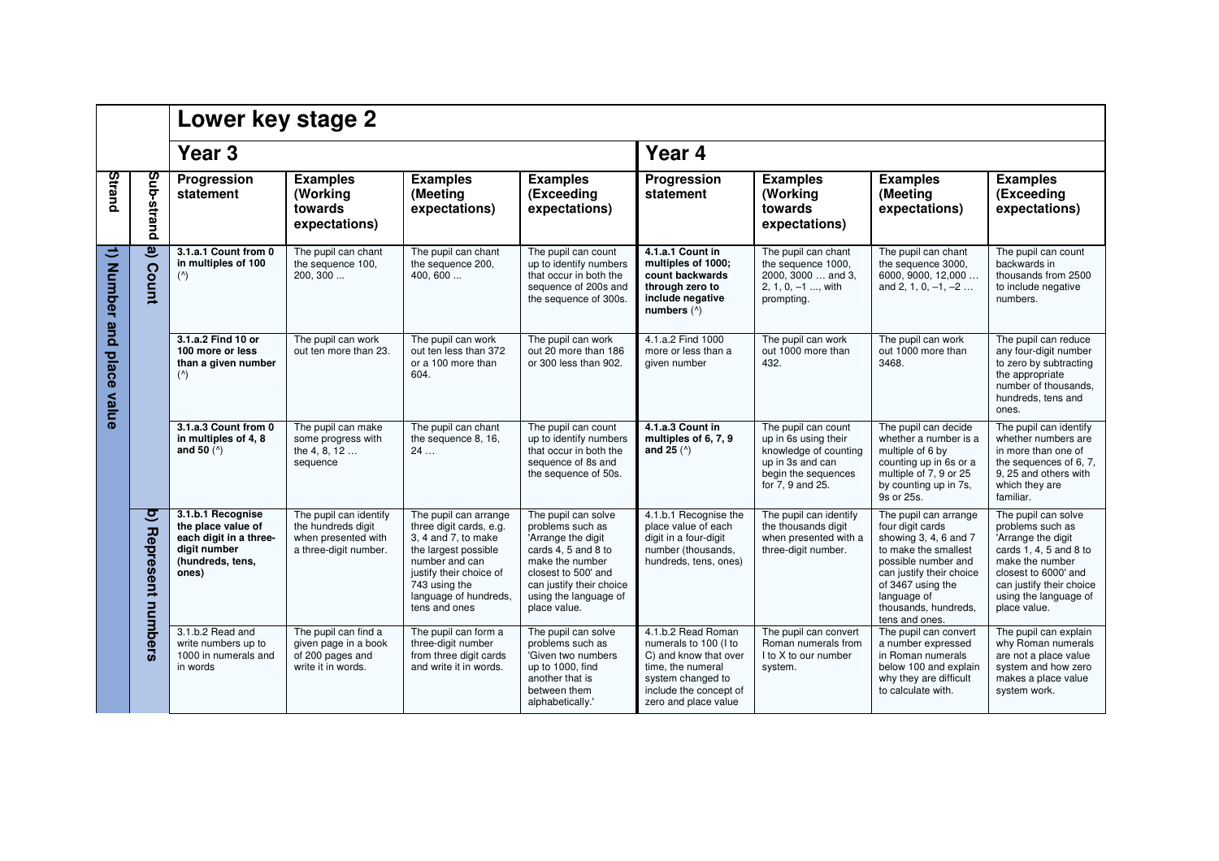| Strand | Sub-strand | **Lower key stage 2** | | | | | | | |
|---|---|---|---|---|---|---|---|---|---|
| | | **Year 3** | | | | **Year 4** | | | |
| **Strand** | **Sub-strand** | **Progression statement** | **Examples (Working towards expectations)** | **Examples (Meeting expectations)** | **Examples (Exceeding expectations)** | **Progression statement** | **Examples (Working towards expectations)** | **Examples (Meeting expectations)** | **Examples (Exceeding expectations)** |
| **1) Number and place value** | **a) Count** | **3.1.a.1 Count from 0 in multiples of 100** (^) | The pupil can chant the sequence 100, 200, 300 ... | The pupil can chant the sequence 200, 400, 600 ... | The pupil can count up to identify numbers that occur in both the sequence of 200s and the sequence of 300s. | **4.1.a.1 Count in multiples of 1000; count backwards through zero to include negative numbers** (^) | The pupil can chant the sequence 1000, 2000, 3000 … and 3, 2, 1, 0, –1 ..., with prompting. | The pupil can chant the sequence 3000, 6000, 9000, 12,000 … and 2, 1, 0, –1, –2 … | The pupil can count backwards in thousands from 2500 to include negative numbers. |
| | | **3.1.a.2 Find 10 or 100 more or less than a given number** (^) | The pupil can work out ten more than 23. | The pupil can work out ten less than 372 or a 100 more than 604. | The pupil can work out 20 more than 186 or 300 less than 902. | 4.1.a.2 Find 1000 more or less than a given number | The pupil can work out 1000 more than 432. | The pupil can work out 1000 more than 3468. | The pupil can reduce any four-digit number to zero by subtracting the appropriate number of thousands, hundreds, tens and ones. |
| | | **3.1.a.3 Count from 0 in multiples of 4, 8 and 50** (^) | The pupil can make some progress with the 4, 8, 12 … sequence | The pupil can chant the sequence 8, 16, 24 … | The pupil can count up to identify numbers that occur in both the sequence of 8s and the sequence of 50s. | **4.1.a.3 Count in multiples of 6, 7, 9 and 25** (^) | The pupil can count up in 6s using their knowledge of counting up in 3s and can begin the sequences for 7, 9 and 25. | The pupil can decide whether a number is a multiple of 6 by counting up in 6s or a multiple of 7, 9 or 25 by counting up in 7s, 9s or 25s. | The pupil can identify whether numbers are in more than one of the sequences of 6, 7, 9, 25 and others with which they are familiar. |
| | **b) Represent numbers** | **3.1.b.1 Recognise the place value of each digit in a three-digit number (hundreds, tens, ones)** | The pupil can identify the hundreds digit when presented with a three-digit number. | The pupil can arrange three digit cards, e.g. 3, 4 and 7, to make the largest possible number and can justify their choice of 743 using the language of hundreds, tens and ones | The pupil can solve problems such as 'Arrange the digit cards 4, 5 and 8 to make the number closest to 500' and can justify their choice using the language of place value. | 4.1.b.1 Recognise the place value of each digit in a four-digit number (thousands, hundreds, tens, ones) | The pupil can identify the thousands digit when presented with a three-digit number. | The pupil can arrange four digit cards showing 3, 4, 6 and 7 to make the smallest possible number and can justify their choice of 3467 using the language of thousands, hundreds, tens and ones. | The pupil can solve problems such as 'Arrange the digit cards 1, 4, 5 and 8 to make the number closest to 6000' and can justify their choice using the language of place value. |
| | | 3.1.b.2 Read and write numbers up to 1000 in numerals and in words | The pupil can find a given page in a book of 200 pages and write it in words. | The pupil can form a three-digit number from three digit cards and write it in words. | The pupil can solve problems such as 'Given two numbers up to 1000, find another that is between them alphabetically.' | 4.1.b.2 Read Roman numerals to 100 (I to C) and know that over time, the numeral system changed to include the concept of zero and place value | The pupil can convert Roman numerals from I to X to our number system. | The pupil can convert a number expressed in Roman numerals below 100 and explain why they are difficult to calculate with. | The pupil can explain why Roman numerals are not a place value system and how zero makes a place value system work. |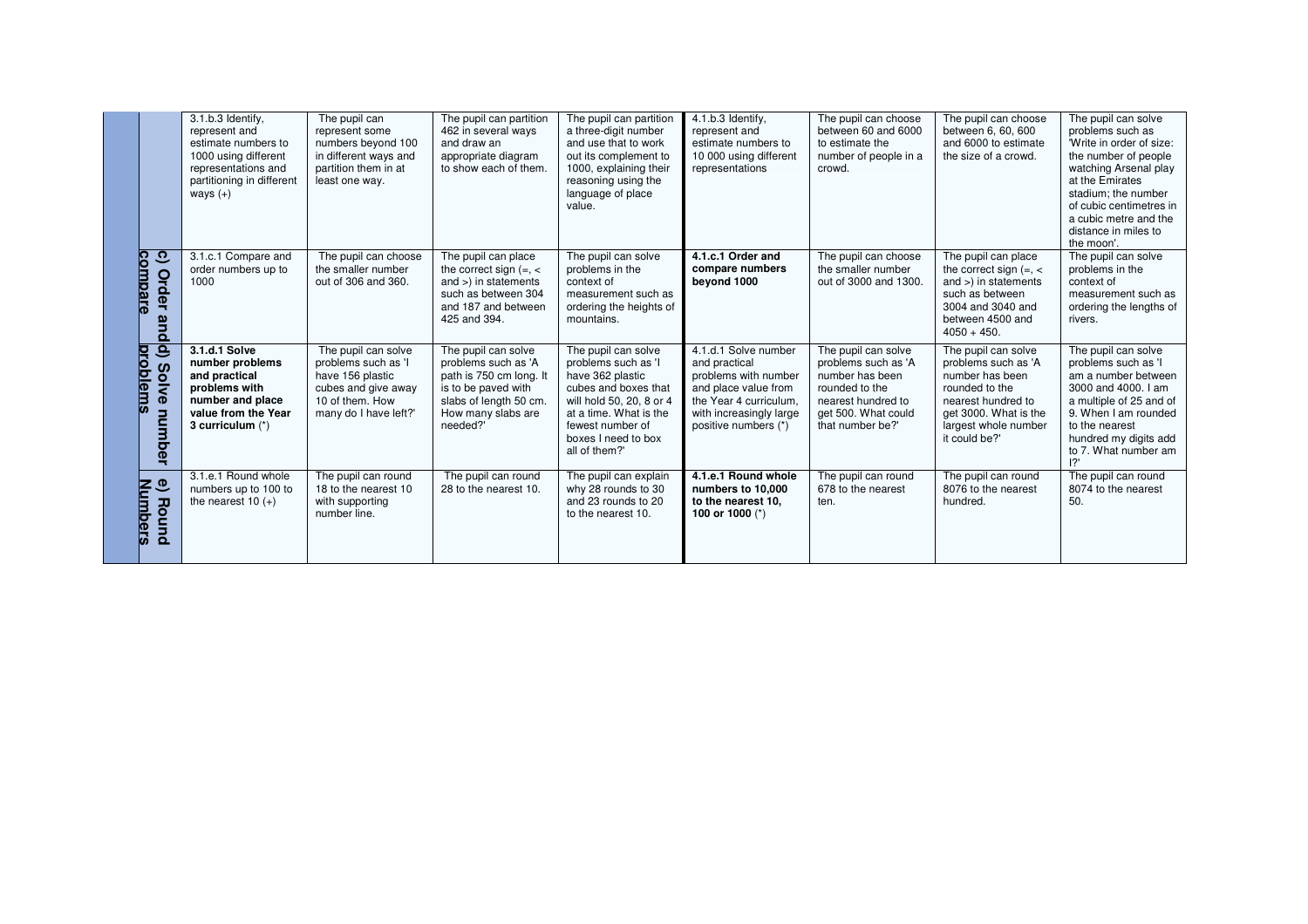| | | | | | | | | |
|---|---|---|---|---|---|---|---|---|
| | 3.1.b.3 Identify, represent and estimate numbers to 1000 using different representations and partitioning in different ways (+) | The pupil can represent some numbers beyond 100 in different ways and partition them in at least one way. | The pupil can partition 462 in several ways and draw an appropriate diagram to show each of them. | The pupil can partition a three-digit number and use that to work out its complement to 1000, explaining their reasoning using the language of place value. | 4.1.b.3 Identify, represent and estimate numbers to 10 000 using different representations | The pupil can choose between 60 and 6000 to estimate the number of people in a crowd. | The pupil can choose between 6, 60, 600 and 6000 to estimate the size of a crowd. | The pupil can solve problems such as 'Write in order of size: the number of people watching Arsenal play at the Emirates stadium; the number of cubic centimetres in a cubic metre and the distance in miles to the moon'. |
| **c) Order and compare** | 3.1.c.1 Compare and order numbers up to 1000 | The pupil can choose the smaller number out of 306 and 360. | The pupil can place the correct sign (=, < and >) in statements such as between 304 and 187 and between 425 and 394. | The pupil can solve problems in the context of measurement such as ordering the heights of mountains. | **4.1.c.1 Order and compare numbers beyond 1000** | The pupil can choose the smaller number out of 3000 and 1300. | The pupil can place the correct sign (=, < and >) in statements such as between 3004 and 3040 and between 4500 and 4050 + 450. | The pupil can solve problems in the context of measurement such as ordering the lengths of rivers. |
| **d) Solve number problems** | **3.1.d.1 Solve number problems and practical problems with number and place value from the Year 3 curriculum** (*) | The pupil can solve problems such as 'I have 156 plastic cubes and give away 10 of them. How many do I have left?' | The pupil can solve problems such as 'A path is 750 cm long. It is to be paved with slabs of length 50 cm. How many slabs are needed?' | The pupil can solve problems such as 'I have 362 plastic cubes and boxes that will hold 50, 20, 8 or 4 at a time. What is the fewest number of boxes I need to box all of them?' | 4.1.d.1 Solve number and practical problems with number and place value from the Year 4 curriculum, with increasingly large positive numbers (*) | The pupil can solve problems such as 'A number has been rounded to the nearest hundred to get 500. What could that number be?' | The pupil can solve problems such as 'A number has been rounded to the nearest hundred to get 3000. What is the largest whole number it could be?' | The pupil can solve problems such as 'I am a number between 3000 and 4000. I am a multiple of 25 and of 9. When I am rounded to the nearest hundred my digits add to 7. What number am I?' |
| **e) Round Numbers** | 3.1.e.1 Round whole numbers up to 100 to the nearest 10 (+) | The pupil can round 18 to the nearest 10 with supporting number line. | The pupil can round 28 to the nearest 10. | The pupil can explain why 28 rounds to 30 and 23 rounds to 20 to the nearest 10. | **4.1.e.1 Round whole numbers to 10,000 to the nearest 10, 100 or 1000** (*) | The pupil can round 678 to the nearest ten. | The pupil can round 8076 to the nearest hundred. | The pupil can round 8074 to the nearest 50. |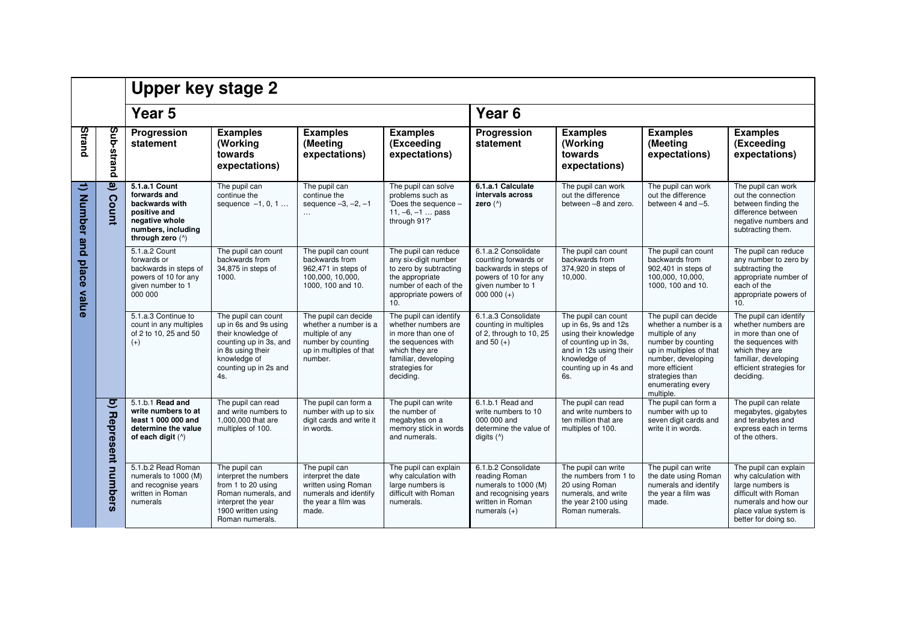| Strand | Sub-strand | **Upper key stage 2** | | | | | | | |
|---|---|---|---|---|---|---|---|---|---|
| | | **Year 5** | | | | **Year 6** | | | |
| | | **Progression statement** | **Examples (Working towards expectations)** | **Examples (Meeting expectations)** | **Examples (Exceeding expectations)** | **Progression statement** | **Examples (Working towards expectations)** | **Examples (Meeting expectations)** | **Examples (Exceeding expectations)** |
| **1) Number and place value** | **a) Count** | **5.1.a.1 Count forwards and backwards with positive and negative whole numbers, including through zero** (^) | The pupil can continue the sequence –1, 0, 1 … | The pupil can continue the sequence –3, –2, –1 … | The pupil can solve problems such as 'Does the sequence – 11, –6, –1 … pass through 91?' | **6.1.a.1 Calculate intervals across zero** (^) | The pupil can work out the difference between –8 and zero. | The pupil can work out the difference between 4 and –5. | The pupil can work out the connection between finding the difference between negative numbers and subtracting them. |
| | | 5.1.a.2 Count forwards or backwards in steps of powers of 10 for any given number to 1 000 000 | The pupil can count backwards from 34,875 in steps of 1000. | The pupil can count backwards from 962,471 in steps of 100,000, 10,000, 1000, 100 and 10. | The pupil can reduce any six-digit number to zero by subtracting the appropriate number of each of the appropriate powers of 10. | 6.1.a.2 Consolidate counting forwards or backwards in steps of powers of 10 for any given number to 1 000 000 (+) | The pupil can count backwards from 374,920 in steps of 10,000. | The pupil can count backwards from 902,401 in steps of 100,000, 10,000, 1000, 100 and 10. | The pupil can reduce any number to zero by subtracting the appropriate number of each of the appropriate powers of 10. |
| | | 5.1.a.3 Continue to count in any multiples of 2 to 10, 25 and 50 (+) | The pupil can count up in 6s and 9s using their knowledge of counting up in 3s, and in 8s using their knowledge of counting up in 2s and 4s. | The pupil can decide whether a number is a multiple of any number by counting up in multiples of that number. | The pupil can identify whether numbers are in more than one of the sequences with which they are familiar, developing strategies for deciding. | 6.1.a.3 Consolidate counting in multiples of 2, through to 10, 25 and 50 (+) | The pupil can count up in 6s, 9s and 12s using their knowledge of counting up in 3s, and in 12s using their knowledge of counting up in 4s and 6s. | The pupil can decide whether a number is a multiple of any number by counting up in multiples of that number, developing more efficient strategies than enumerating every multiple. | The pupil can identify whether numbers are in more than one of the sequences with which they are familiar, developing efficient strategies for deciding. |
| | **b) Represent numbers** | 5.1.b.1 **Read and write numbers to at least 1 000 000 and determine the value of each digit** (^) | The pupil can read and write numbers to 1,000,000 that are multiples of 100. | The pupil can form a number with up to six digit cards and write it in words. | The pupil can write the number of megabytes on a memory stick in words and numerals. | 6.1.b.1 Read and write numbers to 10 000 000 and determine the value of digits (^) | The pupil can read and write numbers to ten million that are multiples of 100. | The pupil can form a number with up to seven digit cards and write it in words. | The pupil can relate megabytes, gigabytes and terabytes and express each in terms of the others. |
| | | 5.1.b.2 Read Roman numerals to 1000 (M) and recognise years written in Roman numerals | The pupil can interpret the numbers from 1 to 20 using Roman numerals, and interpret the year 1900 written using Roman numerals. | The pupil can interpret the date written using Roman numerals and identify the year a film was made. | The pupil can explain why calculation with large numbers is difficult with Roman numerals. | 6.1.b.2 Consolidate reading Roman numerals to 1000 (M) and recognising years written in Roman numerals (+) | The pupil can write the numbers from 1 to 20 using Roman numerals, and write the year 2100 using Roman numerals. | The pupil can write the date using Roman numerals and identify the year a film was made. | The pupil can explain why calculation with large numbers is difficult with Roman numerals and how our place value system is better for doing so. |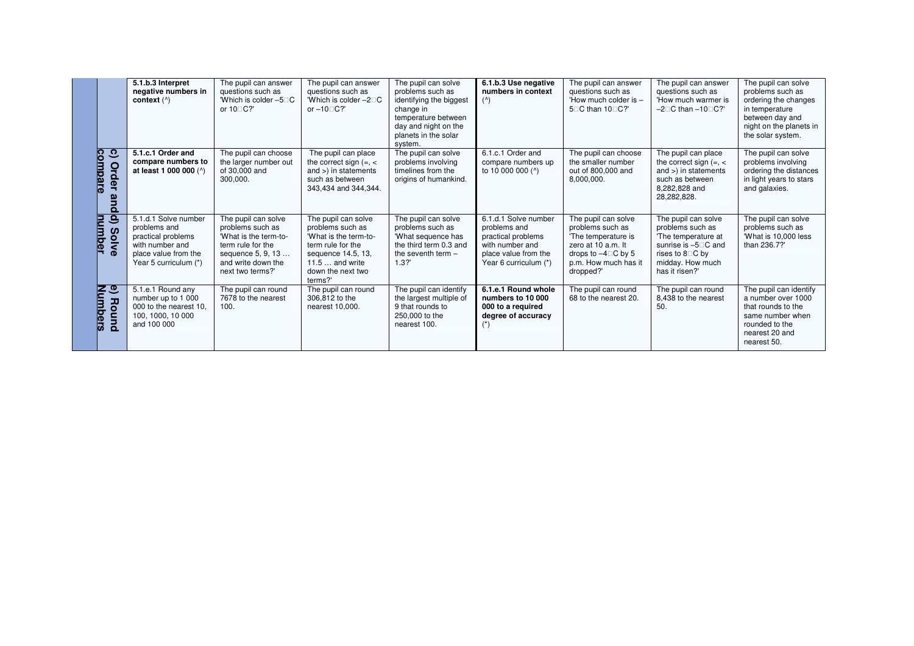| | | | | | | | | | |
|---|---|---|---|---|---|---|---|---|---|
| | | **5.1.b.3 Interpret negative numbers in context** (^) | The pupil can answer questions such as 'Which is colder –5□C or 10□C?' | The pupil can answer questions such as 'Which is colder –2□C or –10□C?' | The pupil can solve problems such as identifying the biggest change in temperature between day and night on the planets in the solar system. | **6.1.b.3 Use negative numbers in context** (^) | The pupil can answer questions such as 'How much colder is –5□C than 10□C?' | The pupil can answer questions such as 'How much warmer is –2□C than –10□C?' | The pupil can solve problems such as ordering the changes in temperature between day and night on the planets in the solar system. |
| | **c) Order and compare** | **5.1.c.1 Order and compare numbers to at least 1 000 000** (^) | The pupil can choose the larger number out of 30,000 and 300,000. | The pupil can place the correct sign (=, < and >) in statements such as between 343,434 and 344,344. | The pupil can solve problems involving timelines from the origins of humankind. | 6.1.c.1 Order and compare numbers up to 10 000 000 (^) | The pupil can choose the smaller number out of 800,000 and 8,000,000. | The pupil can place the correct sign (=, < and >) in statements such as between 8,282,828 and 28,282,828. | The pupil can solve problems involving ordering the distances in light years to stars and galaxies. |
| | **d) Solve number** | 5.1.d.1 Solve number problems and practical problems with number and place value from the Year 5 curriculum (*) | The pupil can solve problems such as 'What is the term-to-term rule for the sequence 5, 9, 13 … and write down the next two terms?' | The pupil can solve problems such as 'What is the term-to-term rule for the sequence 14.5, 13, 11.5 … and write down the next two terms?' | The pupil can solve problems such as 'What sequence has the third term 0.3 and the seventh term – 1.3?' | 6.1.d.1 Solve number problems and practical problems with number and place value from the Year 6 curriculum (*) | The pupil can solve problems such as 'The temperature is zero at 10 a.m. It drops to –4□C by 5 p.m. How much has it dropped?' | The pupil can solve problems such as 'The temperature at sunrise is –5□C and rises to 8□C by midday. How much has it risen?' | The pupil can solve problems such as 'What is 10,000 less than 236.7?' |
| | **e) Round Numbers** | 5.1.e.1 Round any number up to 1 000 000 to the nearest 10, 100, 1000, 10 000 and 100 000 | The pupil can round 7678 to the nearest 100. | The pupil can round 306,812 to the nearest 10,000. | The pupil can identify the largest multiple of 9 that rounds to 250,000 to the nearest 100. | **6.1.e.1 Round whole numbers to 10 000 000 to a required degree of accuracy** (*) | The pupil can round 68 to the nearest 20. | The pupil can round 8,438 to the nearest 50. | The pupil can identify a number over 1000 that rounds to the same number when rounded to the nearest 20 and nearest 50. |